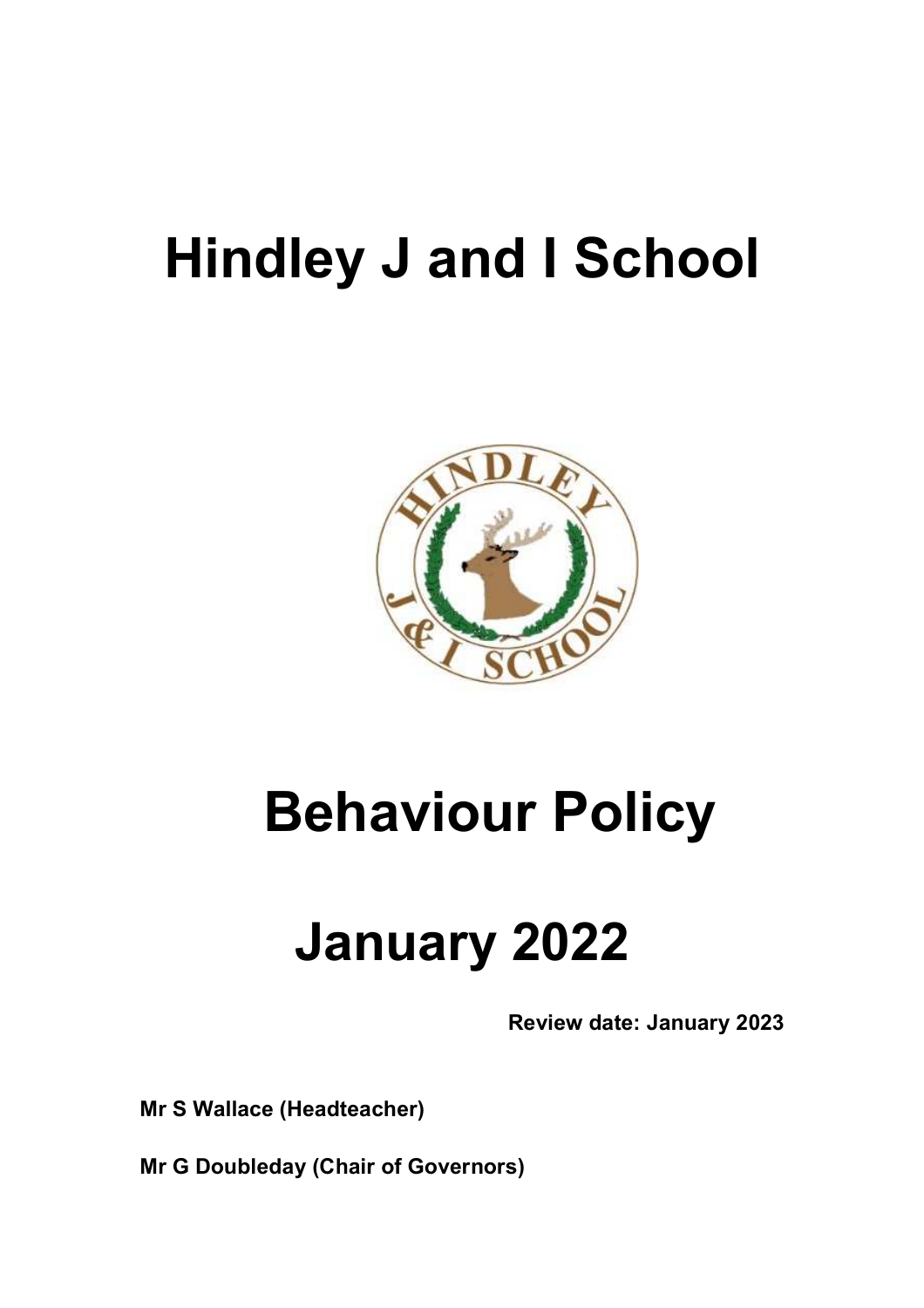# Hindley J and I School

# Behaviour Policy

# January 2022

**Review date: January 2023**

**Mr S Wallace (Headteacher)**

**Mr G Doubleday (Chair of Governors)**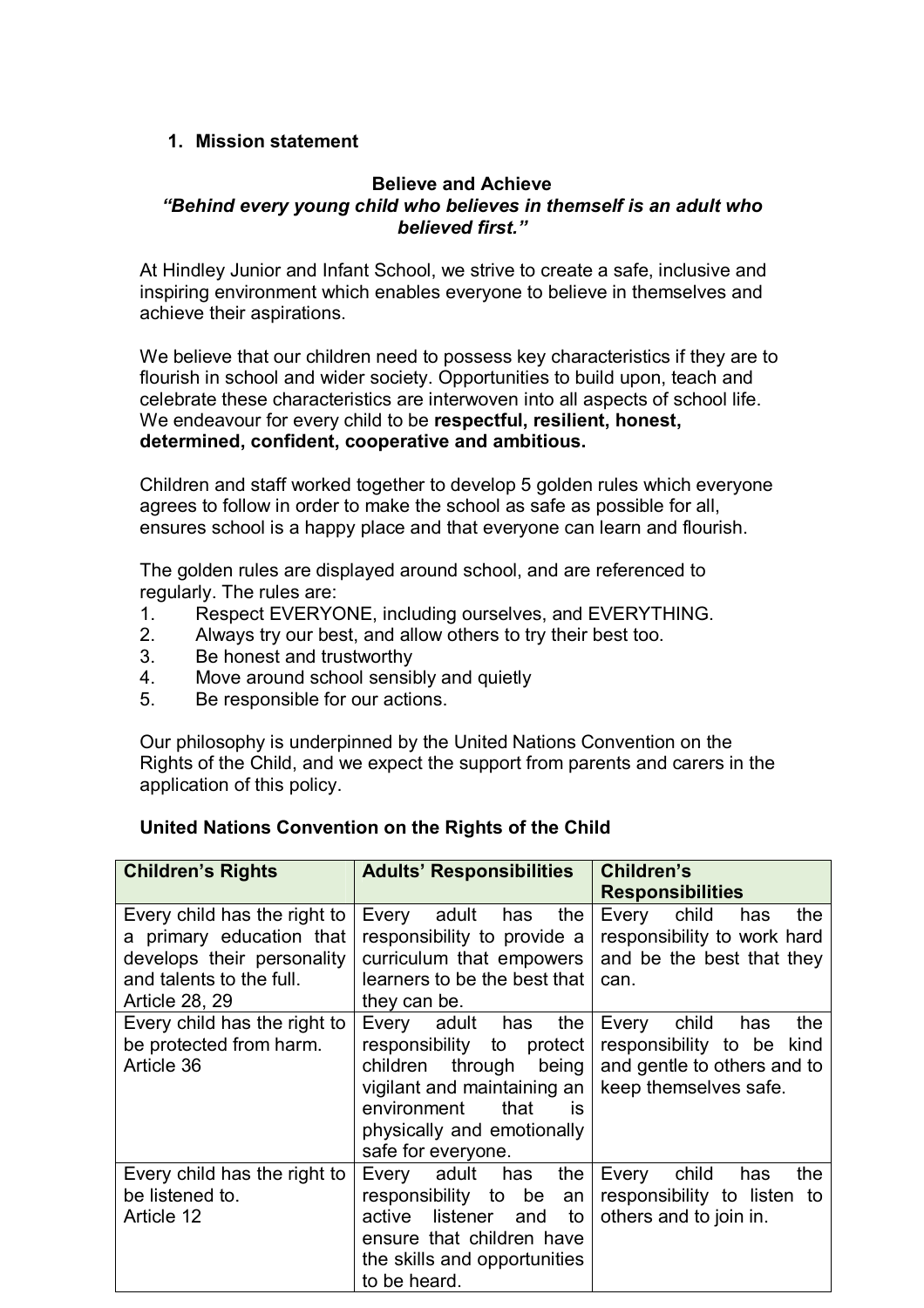## 1. Mission statement

**Believe and Achieve**

***"Behind every young child who believes in themself is an adult who believed first."***

At Hindley Junior and Infant School, we strive to create a safe, inclusive and inspiring environment which enables everyone to believe in themselves and achieve their aspirations.

We believe that our children need to possess key characteristics if they are to flourish in school and wider society. Opportunities to build upon, teach and celebrate these characteristics are interwoven into all aspects of school life. We endeavour for every child to be **respectful, resilient, honest, determined, confident, cooperative and ambitious.**

Children and staff worked together to develop 5 golden rules which everyone agrees to follow in order to make the school as safe as possible for all, ensures school is a happy place and that everyone can learn and flourish.

The golden rules are displayed around school, and are referenced to regularly. The rules are:

1. Respect EVERYONE, including ourselves, and EVERYTHING.
2. Always try our best, and allow others to try their best too.
3. Be honest and trustworthy
4. Move around school sensibly and quietly
5. Be responsible for our actions.

Our philosophy is underpinned by the United Nations Convention on the Rights of the Child, and we expect the support from parents and carers in the application of this policy.

**United Nations Convention on the Rights of the Child**

| Children's Rights | Adults' Responsibilities | Children's Responsibilities |
|---|---|---|
| Every child has the right to a primary education that develops their personality and talents to the full. Article 28, 29 | Every adult has the responsibility to provide a curriculum that empowers learners to be the best that they can be. | Every child has the responsibility to work hard and be the best that they can. |
| Every child has the right to be protected from harm. Article 36 | Every adult has the responsibility to protect children through being vigilant and maintaining an environment that is physically and emotionally safe for everyone. | Every child has the responsibility to be kind and gentle to others and to keep themselves safe. |
| Every child has the right to be listened to. Article 12 | Every adult has the responsibility to be an active listener and to ensure that children have the skills and opportunities to be heard. | Every child has the responsibility to listen to others and to join in. |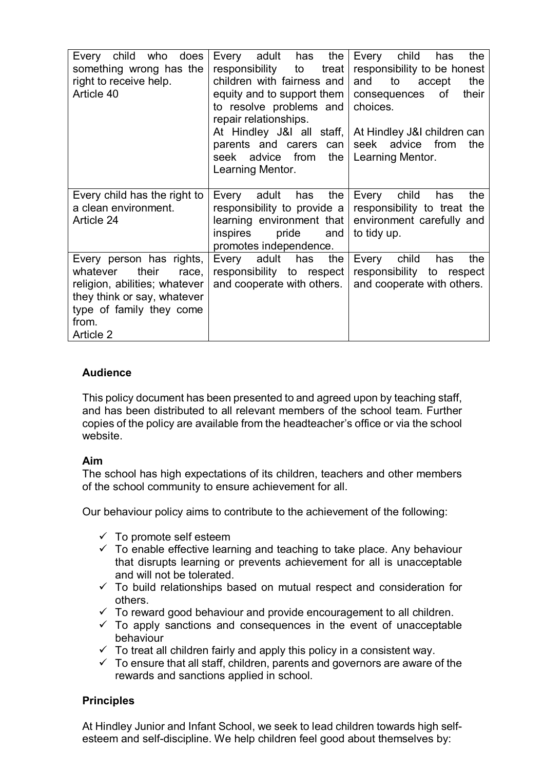| Every child who does something wrong has the right to receive help.<br>Article 40 | Every adult has the responsibility to treat children with fairness and equity and to support them to resolve problems and repair relationships.<br>At Hindley J&I all staff, parents and carers can seek advice from the Learning Mentor. | Every child has the responsibility to be honest and to accept the consequences of their choices.<br><br>At Hindley J&I children can seek advice from the Learning Mentor. |
|---|---|---|
| Every child has the right to a clean environment.<br>Article 24 | Every adult has the responsibility to provide a learning environment that inspires pride and promotes independence. | Every child has the responsibility to treat the environment carefully and to tidy up. |
| Every person has rights, whatever their race, religion, abilities; whatever they think or say, whatever type of family they come from.<br>Article 2 | Every adult has the responsibility to respect and cooperate with others. | Every child has the responsibility to respect and cooperate with others. |

### Audience

This policy document has been presented to and agreed upon by teaching staff, and has been distributed to all relevant members of the school team. Further copies of the policy are available from the headteacher's office or via the school website.

### Aim

The school has high expectations of its children, teachers and other members of the school community to ensure achievement for all.

Our behaviour policy aims to contribute to the achievement of the following:

- ✓ To promote self esteem
- ✓ To enable effective learning and teaching to take place. Any behaviour that disrupts learning or prevents achievement for all is unacceptable and will not be tolerated.
- ✓ To build relationships based on mutual respect and consideration for others.
- ✓ To reward good behaviour and provide encouragement to all children.
- ✓ To apply sanctions and consequences in the event of unacceptable behaviour
- ✓ To treat all children fairly and apply this policy in a consistent way.
- ✓ To ensure that all staff, children, parents and governors are aware of the rewards and sanctions applied in school.

### Principles

At Hindley Junior and Infant School, we seek to lead children towards high self-esteem and self-discipline. We help children feel good about themselves by: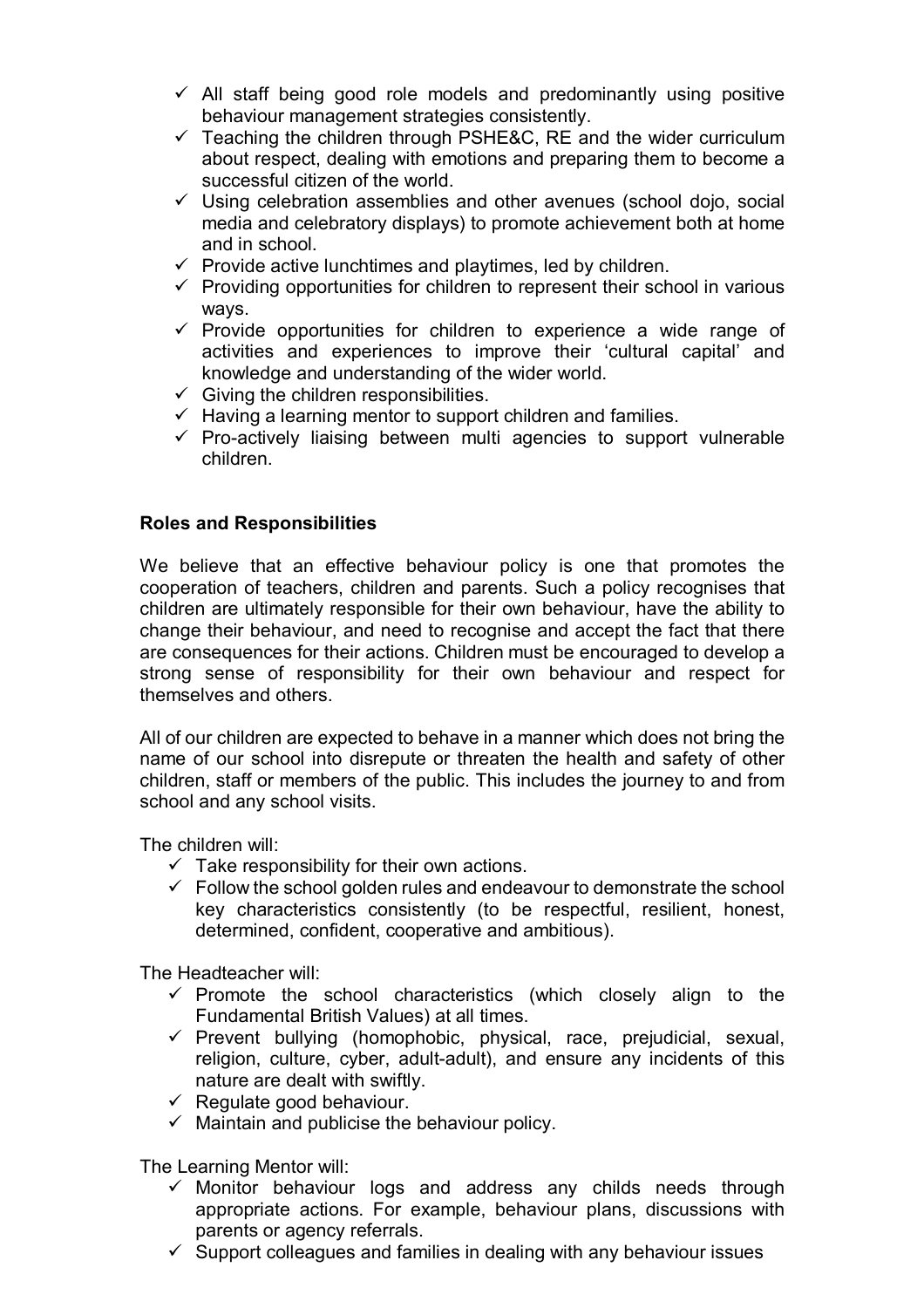- ✓ All staff being good role models and predominantly using positive behaviour management strategies consistently.
- ✓ Teaching the children through PSHE&C, RE and the wider curriculum about respect, dealing with emotions and preparing them to become a successful citizen of the world.
- ✓ Using celebration assemblies and other avenues (school dojo, social media and celebratory displays) to promote achievement both at home and in school.
- ✓ Provide active lunchtimes and playtimes, led by children.
- ✓ Providing opportunities for children to represent their school in various ways.
- ✓ Provide opportunities for children to experience a wide range of activities and experiences to improve their 'cultural capital' and knowledge and understanding of the wider world.
- ✓ Giving the children responsibilities.
- ✓ Having a learning mentor to support children and families.
- ✓ Pro-actively liaising between multi agencies to support vulnerable children.

**Roles and Responsibilities**

We believe that an effective behaviour policy is one that promotes the cooperation of teachers, children and parents. Such a policy recognises that children are ultimately responsible for their own behaviour, have the ability to change their behaviour, and need to recognise and accept the fact that there are consequences for their actions. Children must be encouraged to develop a strong sense of responsibility for their own behaviour and respect for themselves and others.

All of our children are expected to behave in a manner which does not bring the name of our school into disrepute or threaten the health and safety of other children, staff or members of the public. This includes the journey to and from school and any school visits.

The children will:

- ✓ Take responsibility for their own actions.
- ✓ Follow the school golden rules and endeavour to demonstrate the school key characteristics consistently (to be respectful, resilient, honest, determined, confident, cooperative and ambitious).

The Headteacher will:

- ✓ Promote the school characteristics (which closely align to the Fundamental British Values) at all times.
- ✓ Prevent bullying (homophobic, physical, race, prejudicial, sexual, religion, culture, cyber, adult-adult), and ensure any incidents of this nature are dealt with swiftly.
- ✓ Regulate good behaviour.
- ✓ Maintain and publicise the behaviour policy.

The Learning Mentor will:

- ✓ Monitor behaviour logs and address any childs needs through appropriate actions. For example, behaviour plans, discussions with parents or agency referrals.
- ✓ Support colleagues and families in dealing with any behaviour issues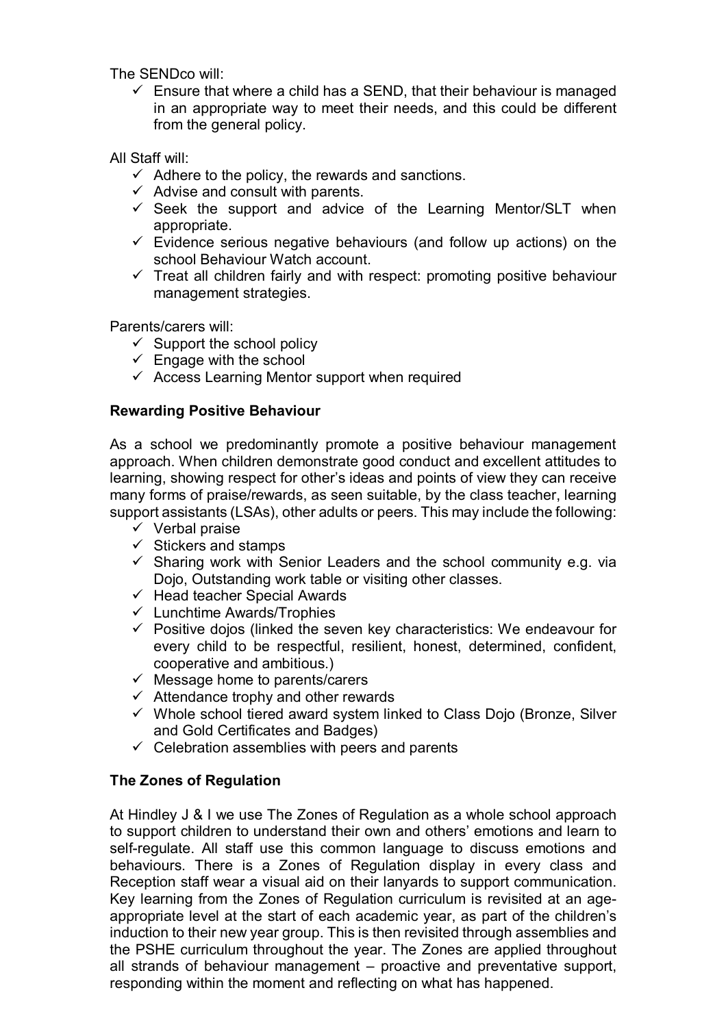The SENDco will:

- ✓ Ensure that where a child has a SEND, that their behaviour is managed in an appropriate way to meet their needs, and this could be different from the general policy.

All Staff will:

- ✓ Adhere to the policy, the rewards and sanctions.
- ✓ Advise and consult with parents.
- ✓ Seek the support and advice of the Learning Mentor/SLT when appropriate.
- ✓ Evidence serious negative behaviours (and follow up actions) on the school Behaviour Watch account.
- ✓ Treat all children fairly and with respect: promoting positive behaviour management strategies.

Parents/carers will:

- ✓ Support the school policy
- ✓ Engage with the school
- ✓ Access Learning Mentor support when required

**Rewarding Positive Behaviour**

As a school we predominantly promote a positive behaviour management approach. When children demonstrate good conduct and excellent attitudes to learning, showing respect for other's ideas and points of view they can receive many forms of praise/rewards, as seen suitable, by the class teacher, learning support assistants (LSAs), other adults or peers. This may include the following:

- ✓ Verbal praise
- ✓ Stickers and stamps
- ✓ Sharing work with Senior Leaders and the school community e.g. via Dojo, Outstanding work table or visiting other classes.
- ✓ Head teacher Special Awards
- ✓ Lunchtime Awards/Trophies
- ✓ Positive dojos (linked the seven key characteristics: We endeavour for every child to be respectful, resilient, honest, determined, confident, cooperative and ambitious.)
- ✓ Message home to parents/carers
- ✓ Attendance trophy and other rewards
- ✓ Whole school tiered award system linked to Class Dojo (Bronze, Silver and Gold Certificates and Badges)
- ✓ Celebration assemblies with peers and parents

**The Zones of Regulation**

At Hindley J & I we use The Zones of Regulation as a whole school approach to support children to understand their own and others' emotions and learn to self-regulate. All staff use this common language to discuss emotions and behaviours. There is a Zones of Regulation display in every class and Reception staff wear a visual aid on their lanyards to support communication. Key learning from the Zones of Regulation curriculum is revisited at an age-appropriate level at the start of each academic year, as part of the children's induction to their new year group. This is then revisited through assemblies and the PSHE curriculum throughout the year. The Zones are applied throughout all strands of behaviour management – proactive and preventative support, responding within the moment and reflecting on what has happened.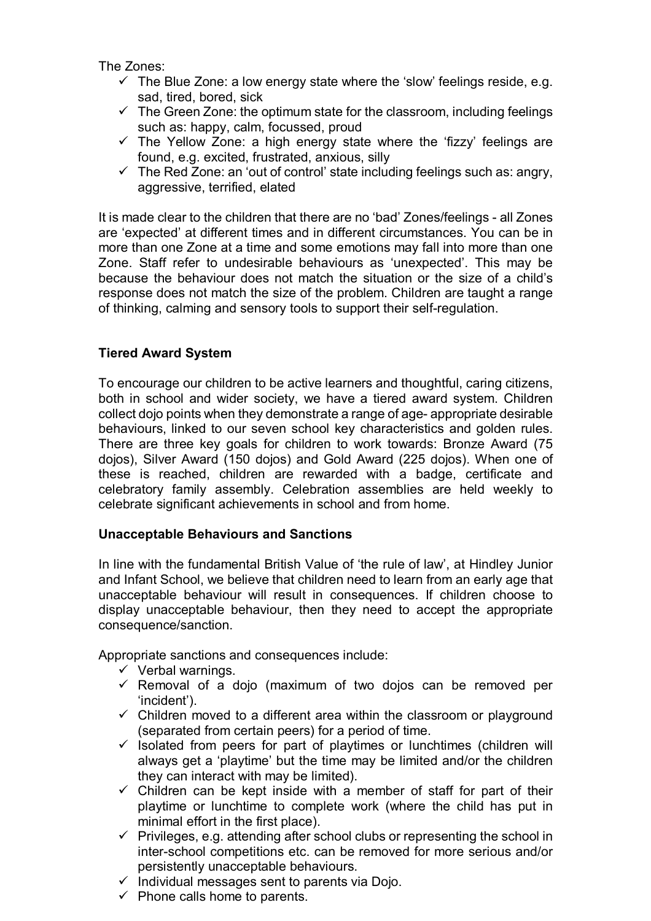The Zones:

- ✓ The Blue Zone: a low energy state where the 'slow' feelings reside, e.g. sad, tired, bored, sick
- ✓ The Green Zone: the optimum state for the classroom, including feelings such as: happy, calm, focussed, proud
- ✓ The Yellow Zone: a high energy state where the 'fizzy' feelings are found, e.g. excited, frustrated, anxious, silly
- ✓ The Red Zone: an 'out of control' state including feelings such as: angry, aggressive, terrified, elated

It is made clear to the children that there are no 'bad' Zones/feelings - all Zones are 'expected' at different times and in different circumstances. You can be in more than one Zone at a time and some emotions may fall into more than one Zone. Staff refer to undesirable behaviours as 'unexpected'. This may be because the behaviour does not match the situation or the size of a child's response does not match the size of the problem. Children are taught a range of thinking, calming and sensory tools to support their self-regulation.

**Tiered Award System**

To encourage our children to be active learners and thoughtful, caring citizens, both in school and wider society, we have a tiered award system. Children collect dojo points when they demonstrate a range of age- appropriate desirable behaviours, linked to our seven school key characteristics and golden rules. There are three key goals for children to work towards: Bronze Award (75 dojos), Silver Award (150 dojos) and Gold Award (225 dojos). When one of these is reached, children are rewarded with a badge, certificate and celebratory family assembly. Celebration assemblies are held weekly to celebrate significant achievements in school and from home.

**Unacceptable Behaviours and Sanctions**

In line with the fundamental British Value of 'the rule of law', at Hindley Junior and Infant School, we believe that children need to learn from an early age that unacceptable behaviour will result in consequences. If children choose to display unacceptable behaviour, then they need to accept the appropriate consequence/sanction.

Appropriate sanctions and consequences include:

- ✓ Verbal warnings.
- ✓ Removal of a dojo (maximum of two dojos can be removed per 'incident').
- ✓ Children moved to a different area within the classroom or playground (separated from certain peers) for a period of time.
- ✓ Isolated from peers for part of playtimes or lunchtimes (children will always get a 'playtime' but the time may be limited and/or the children they can interact with may be limited).
- ✓ Children can be kept inside with a member of staff for part of their playtime or lunchtime to complete work (where the child has put in minimal effort in the first place).
- ✓ Privileges, e.g. attending after school clubs or representing the school in inter-school competitions etc. can be removed for more serious and/or persistently unacceptable behaviours.
- ✓ Individual messages sent to parents via Dojo.
- ✓ Phone calls home to parents.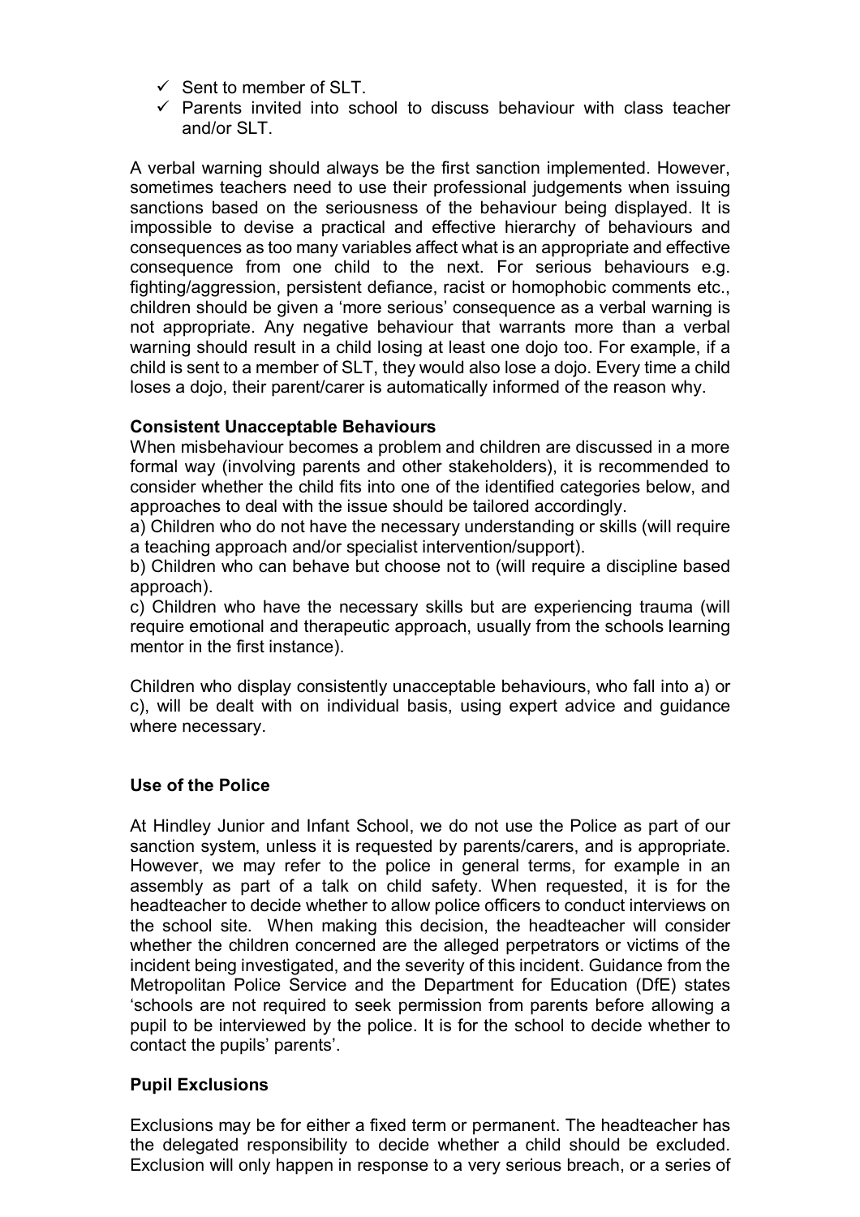- ✓ Sent to member of SLT.
- ✓ Parents invited into school to discuss behaviour with class teacher and/or SLT.

A verbal warning should always be the first sanction implemented. However, sometimes teachers need to use their professional judgements when issuing sanctions based on the seriousness of the behaviour being displayed. It is impossible to devise a practical and effective hierarchy of behaviours and consequences as too many variables affect what is an appropriate and effective consequence from one child to the next. For serious behaviours e.g. fighting/aggression, persistent defiance, racist or homophobic comments etc., children should be given a 'more serious' consequence as a verbal warning is not appropriate. Any negative behaviour that warrants more than a verbal warning should result in a child losing at least one dojo too. For example, if a child is sent to a member of SLT, they would also lose a dojo. Every time a child loses a dojo, their parent/carer is automatically informed of the reason why.

**Consistent Unacceptable Behaviours**

When misbehaviour becomes a problem and children are discussed in a more formal way (involving parents and other stakeholders), it is recommended to consider whether the child fits into one of the identified categories below, and approaches to deal with the issue should be tailored accordingly.

a) Children who do not have the necessary understanding or skills (will require a teaching approach and/or specialist intervention/support).

b) Children who can behave but choose not to (will require a discipline based approach).

c) Children who have the necessary skills but are experiencing trauma (will require emotional and therapeutic approach, usually from the schools learning mentor in the first instance).

Children who display consistently unacceptable behaviours, who fall into a) or c), will be dealt with on individual basis, using expert advice and guidance where necessary.

**Use of the Police**

At Hindley Junior and Infant School, we do not use the Police as part of our sanction system, unless it is requested by parents/carers, and is appropriate. However, we may refer to the police in general terms, for example in an assembly as part of a talk on child safety. When requested, it is for the headteacher to decide whether to allow police officers to conduct interviews on the school site. When making this decision, the headteacher will consider whether the children concerned are the alleged perpetrators or victims of the incident being investigated, and the severity of this incident. Guidance from the Metropolitan Police Service and the Department for Education (DfE) states 'schools are not required to seek permission from parents before allowing a pupil to be interviewed by the police. It is for the school to decide whether to contact the pupils' parents'.

**Pupil Exclusions**

Exclusions may be for either a fixed term or permanent. The headteacher has the delegated responsibility to decide whether a child should be excluded. Exclusion will only happen in response to a very serious breach, or a series of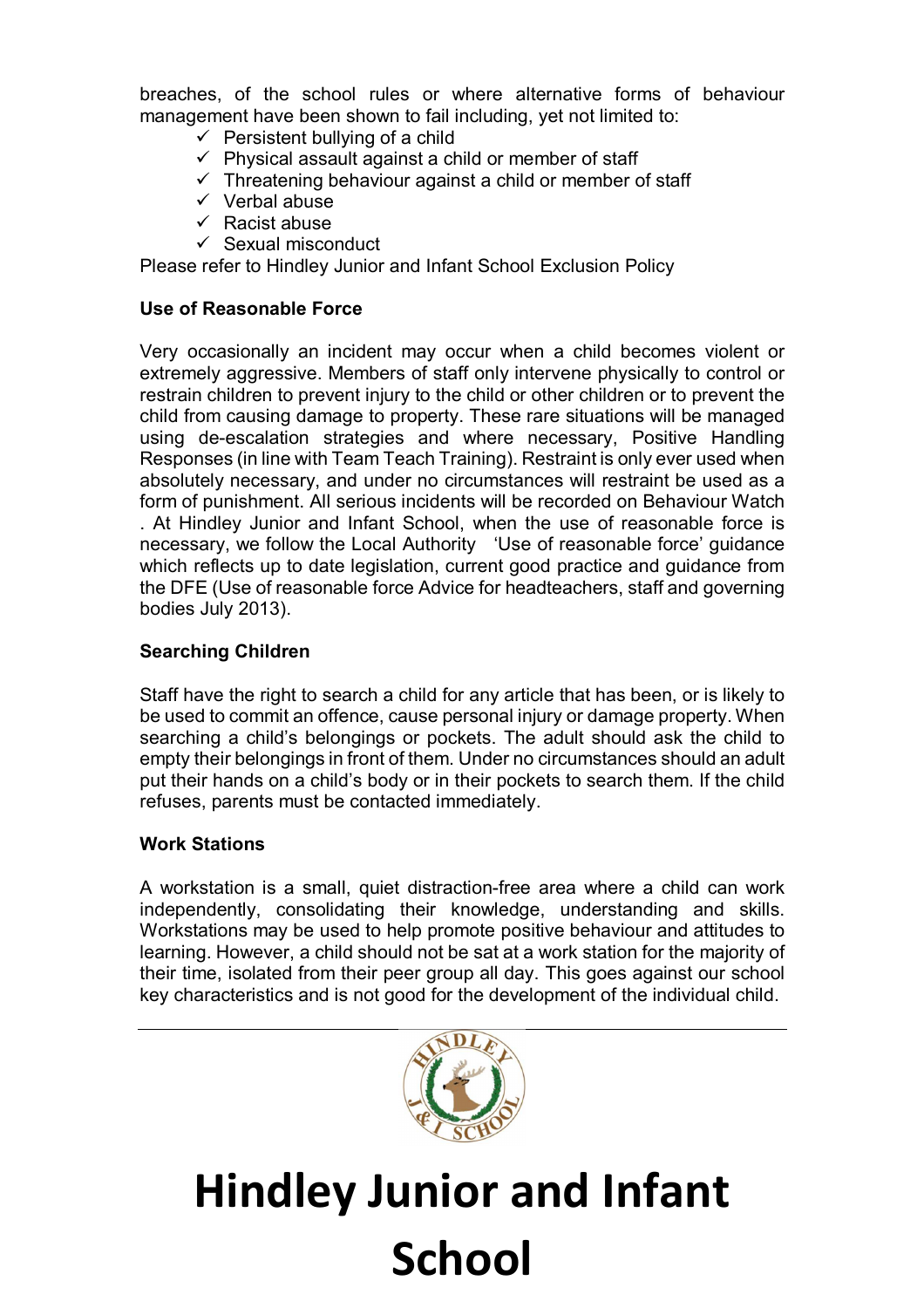breaches, of the school rules or where alternative forms of behaviour management have been shown to fail including, yet not limited to:

- ✓ Persistent bullying of a child
- ✓ Physical assault against a child or member of staff
- ✓ Threatening behaviour against a child or member of staff
- ✓ Verbal abuse
- ✓ Racist abuse
- ✓ Sexual misconduct

Please refer to Hindley Junior and Infant School Exclusion Policy

**Use of Reasonable Force**

Very occasionally an incident may occur when a child becomes violent or extremely aggressive. Members of staff only intervene physically to control or restrain children to prevent injury to the child or other children or to prevent the child from causing damage to property. These rare situations will be managed using de-escalation strategies and where necessary, Positive Handling Responses (in line with Team Teach Training). Restraint is only ever used when absolutely necessary, and under no circumstances will restraint be used as a form of punishment. All serious incidents will be recorded on Behaviour Watch . At Hindley Junior and Infant School, when the use of reasonable force is necessary, we follow the Local Authority 'Use of reasonable force' guidance which reflects up to date legislation, current good practice and guidance from the DFE (Use of reasonable force Advice for headteachers, staff and governing bodies July 2013).

**Searching Children**

Staff have the right to search a child for any article that has been, or is likely to be used to commit an offence, cause personal injury or damage property. When searching a child's belongings or pockets. The adult should ask the child to empty their belongings in front of them. Under no circumstances should an adult put their hands on a child's body or in their pockets to search them. If the child refuses, parents must be contacted immediately.

**Work Stations**

A workstation is a small, quiet distraction-free area where a child can work independently, consolidating their knowledge, understanding and skills. Workstations may be used to help promote positive behaviour and attitudes to learning. However, a child should not be sat at a work station for the majority of their time, isolated from their peer group all day. This goes against our school key characteristics and is not good for the development of the individual child.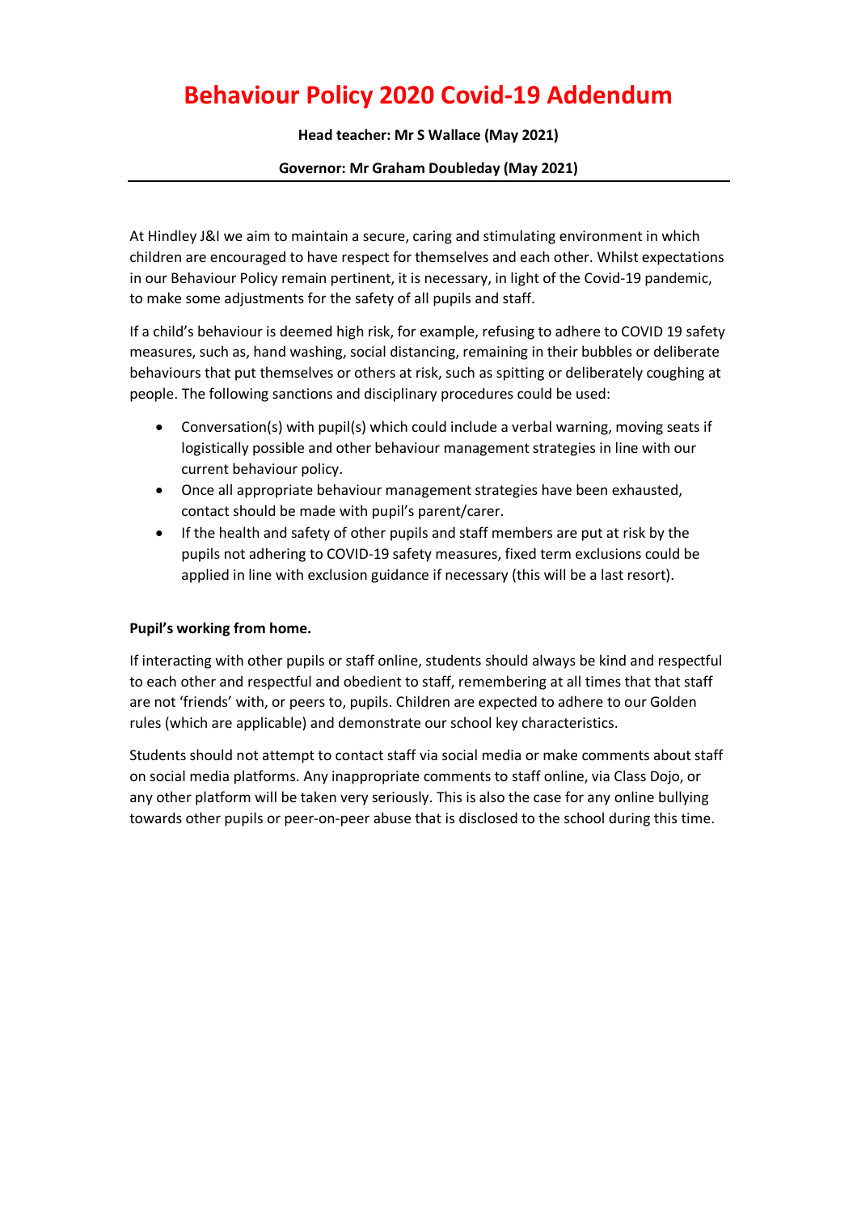# Behaviour Policy 2020 Covid-19 Addendum

**Head teacher: Mr S Wallace (May 2021)**

**Governor: Mr Graham Doubleday (May 2021)**

---

At Hindley J&I we aim to maintain a secure, caring and stimulating environment in which children are encouraged to have respect for themselves and each other. Whilst expectations in our Behaviour Policy remain pertinent, it is necessary, in light of the Covid-19 pandemic, to make some adjustments for the safety of all pupils and staff.

If a child's behaviour is deemed high risk, for example, refusing to adhere to COVID 19 safety measures, such as, hand washing, social distancing, remaining in their bubbles or deliberate behaviours that put themselves or others at risk, such as spitting or deliberately coughing at people. The following sanctions and disciplinary procedures could be used:

- Conversation(s) with pupil(s) which could include a verbal warning, moving seats if logistically possible and other behaviour management strategies in line with our current behaviour policy.
- Once all appropriate behaviour management strategies have been exhausted, contact should be made with pupil's parent/carer.
- If the health and safety of other pupils and staff members are put at risk by the pupils not adhering to COVID-19 safety measures, fixed term exclusions could be applied in line with exclusion guidance if necessary (this will be a last resort).

**Pupil's working from home.**

If interacting with other pupils or staff online, students should always be kind and respectful to each other and respectful and obedient to staff, remembering at all times that that staff are not 'friends' with, or peers to, pupils. Children are expected to adhere to our Golden rules (which are applicable) and demonstrate our school key characteristics.

Students should not attempt to contact staff via social media or make comments about staff on social media platforms. Any inappropriate comments to staff online, via Class Dojo, or any other platform will be taken very seriously. This is also the case for any online bullying towards other pupils or peer-on-peer abuse that is disclosed to the school during this time.